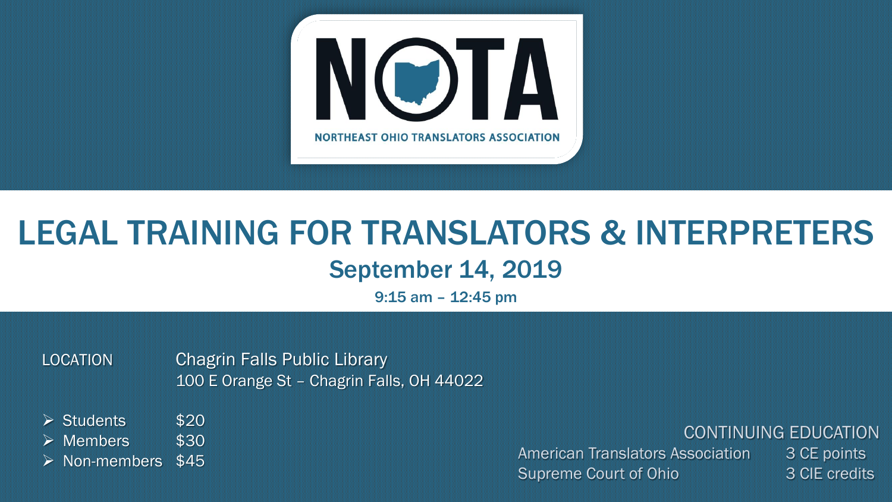# NOTA

NORTHEAST OHIO TRANSLATORS ASSOCIATION

# LEGAL TRAINING FOR TRANSLATORS & INTERPRETERS

## September 14, 2019

**9:15 am – 12:45 pm**

LOCATION Chagrin Falls Public Library
100 E Orange St – Chagrin Falls, OH 44022

- Students $20
- Members $30
- Non-members $45

CONTINUING EDUCATION

| | |
|---|---|
| American Translators Association | 3 CE points |
| Supreme Court of Ohio | 3 CIE credits |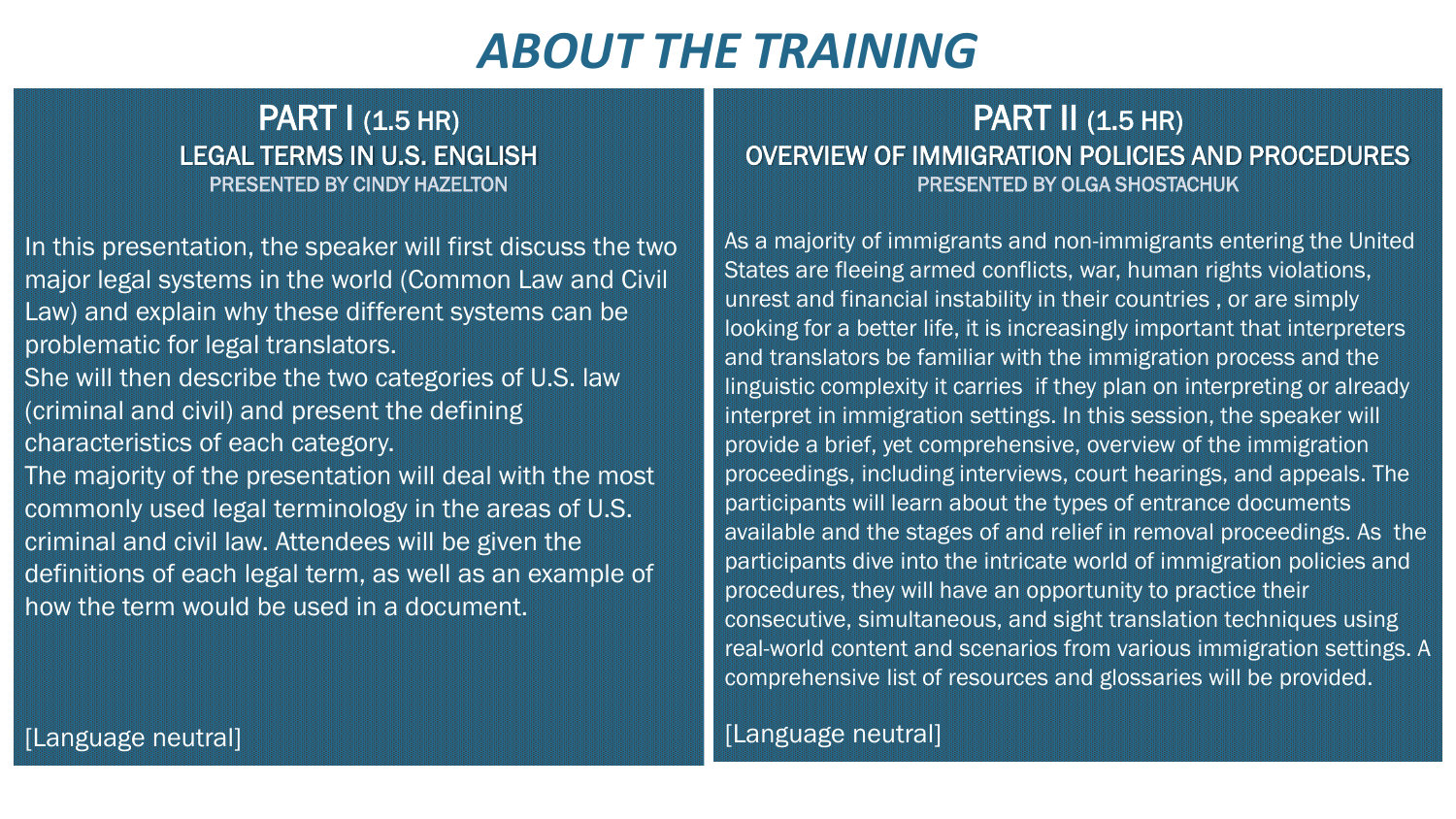# ABOUT THE TRAINING

## PART I (1.5 HR)

### LEGAL TERMS IN U.S. ENGLISH

PRESENTED BY CINDY HAZELTON

In this presentation, the speaker will first discuss the two major legal systems in the world (Common Law and Civil Law) and explain why these different systems can be problematic for legal translators.

She will then describe the two categories of U.S. law (criminal and civil) and present the defining characteristics of each category.

The majority of the presentation will deal with the most commonly used legal terminology in the areas of U.S. criminal and civil law. Attendees will be given the definitions of each legal term, as well as an example of how the term would be used in a document.

[Language neutral]

## PART II (1.5 HR)

### OVERVIEW OF IMMIGRATION POLICIES AND PROCEDURES

PRESENTED BY OLGA SHOSTACHUK

As a majority of immigrants and non-immigrants entering the United States are fleeing armed conflicts, war, human rights violations, unrest and financial instability in their countries , or are simply looking for a better life, it is increasingly important that interpreters and translators be familiar with the immigration process and the linguistic complexity it carries if they plan on interpreting or already interpret in immigration settings. In this session, the speaker will provide a brief, yet comprehensive, overview of the immigration proceedings, including interviews, court hearings, and appeals. The participants will learn about the types of entrance documents available and the stages of and relief in removal proceedings. As the participants dive into the intricate world of immigration policies and procedures, they will have an opportunity to practice their consecutive, simultaneous, and sight translation techniques using real-world content and scenarios from various immigration settings. A comprehensive list of resources and glossaries will be provided.

[Language neutral]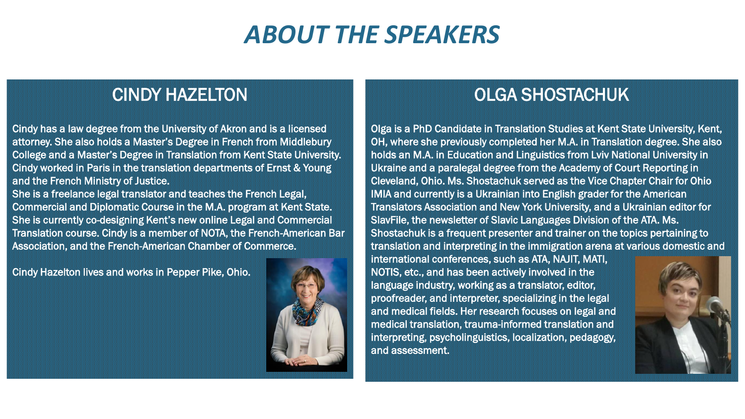# ABOUT THE SPEAKERS

## CINDY HAZELTON

Cindy has a law degree from the University of Akron and is a licensed attorney. She also holds a Master's Degree in French from Middlebury College and a Master's Degree in Translation from Kent State University. Cindy worked in Paris in the translation departments of Ernst & Young and the French Ministry of Justice.
She is a freelance legal translator and teaches the French Legal, Commercial and Diplomatic Course in the M.A. program at Kent State. She is currently co-designing Kent's new online Legal and Commercial Translation course. Cindy is a member of NOTA, the French-American Bar Association, and the French-American Chamber of Commerce.

Cindy Hazelton lives and works in Pepper Pike, Ohio.

## OLGA SHOSTACHUK

Olga is a PhD Candidate in Translation Studies at Kent State University, Kent, OH, where she previously completed her M.A. in Translation degree. She also holds an M.A. in Education and Linguistics from Lviv National University in Ukraine and a paralegal degree from the Academy of Court Reporting in Cleveland, Ohio. Ms. Shostachuk served as the Vice Chapter Chair for Ohio IMIA and currently is a Ukrainian into English grader for the American Translators Association and New York University, and a Ukrainian editor for SlavFile, the newsletter of Slavic Languages Division of the ATA. Ms. Shostachuk is a frequent presenter and trainer on the topics pertaining to translation and interpreting in the immigration arena at various domestic and international conferences, such as ATA, NAJIT, MATI, NOTIS, etc., and has been actively involved in the language industry, working as a translator, editor, proofreader, and interpreter, specializing in the legal and medical fields. Her research focuses on legal and medical translation, trauma-informed translation and interpreting, psycholinguistics, localization, pedagogy, and assessment.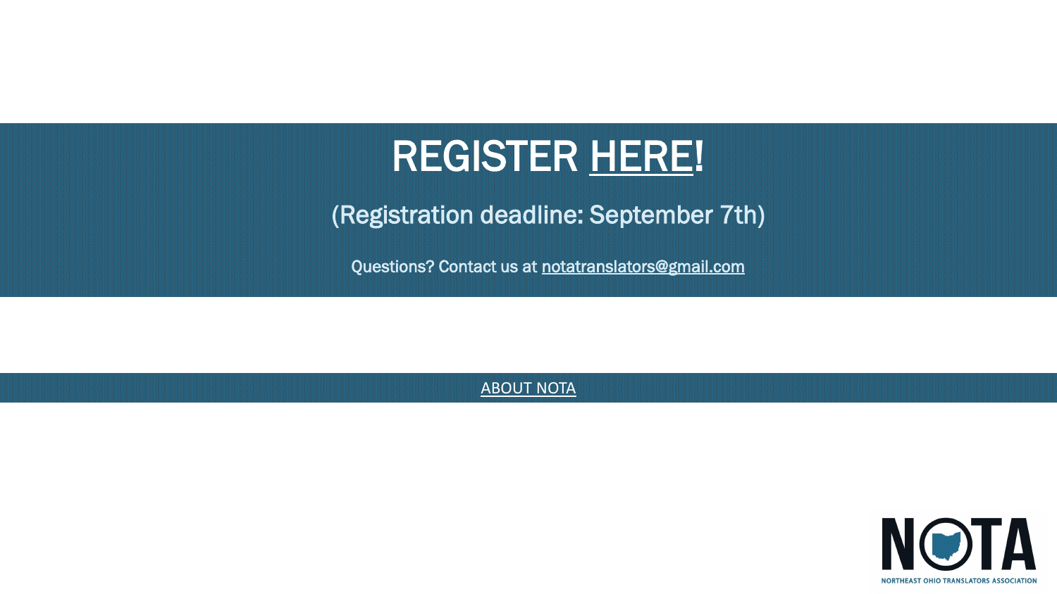# REGISTER HERE!

## (Registration deadline: September 7th)

Questions? Contact us at notatranslators@gmail.com

ABOUT NOTA

NOTA

NORTHEAST OHIO TRANSLATORS ASSOCIATION